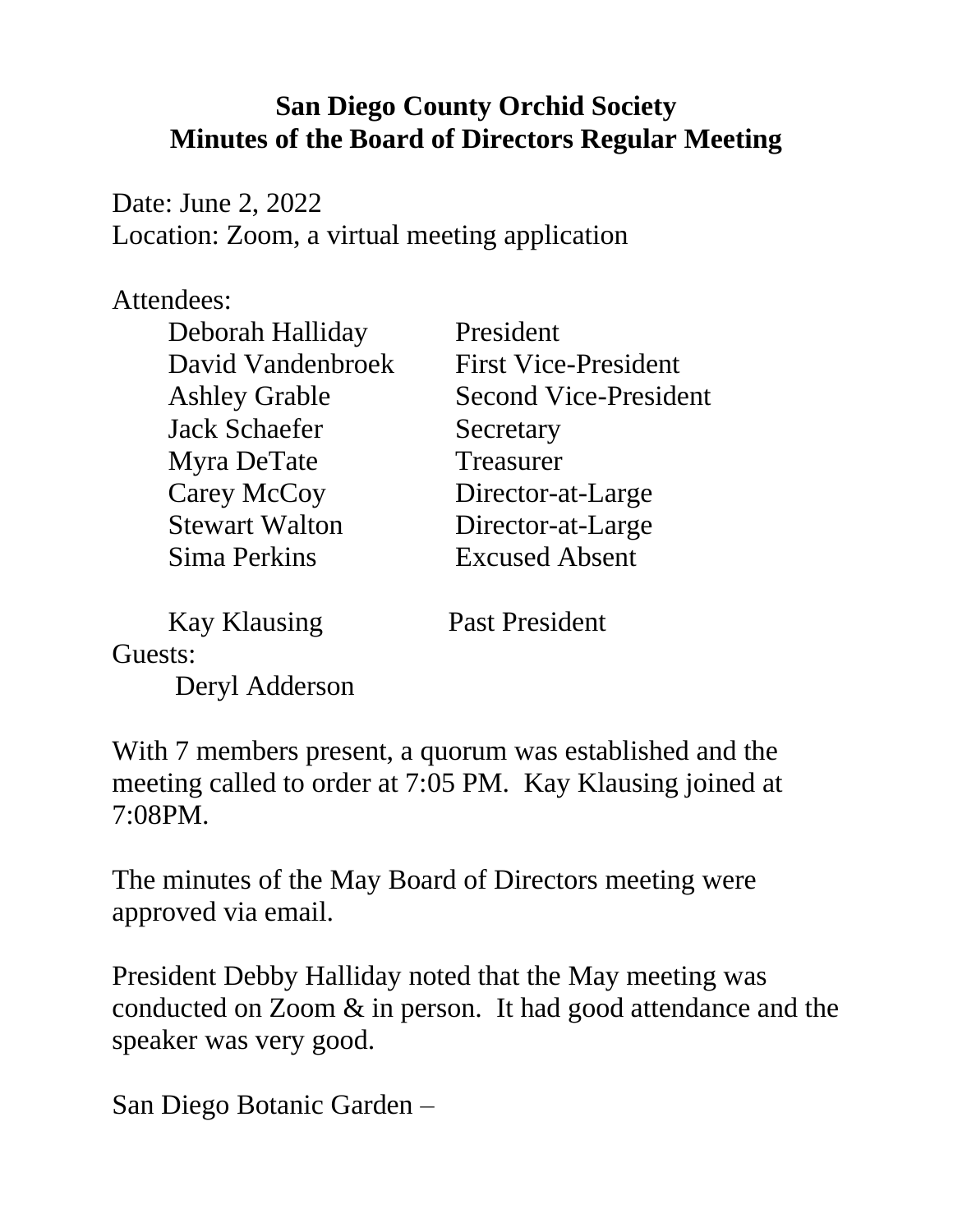# San Diego County Orchid Society
## Minutes of the Board of Directors Regular Meeting

Date: June 2, 2022
Location: Zoom, a virtual meeting application

Attendees:

| | |
|---|---|
| Deborah Halliday | President |
| David Vandenbroek | First Vice-President |
| Ashley Grable | Second Vice-President |
| Jack Schaefer | Secretary |
| Myra DeTate | Treasurer |
| Carey McCoy | Director-at-Large |
| Stewart Walton | Director-at-Large |
| Sima Perkins | Excused Absent |
| | |
| Kay Klausing | Past President |

Guests:

Deryl Adderson

With 7 members present, a quorum was established and the meeting called to order at 7:05 PM. Kay Klausing joined at 7:08PM.

The minutes of the May Board of Directors meeting were approved via email.

President Debby Halliday noted that the May meeting was conducted on Zoom & in person. It had good attendance and the speaker was very good.

San Diego Botanic Garden –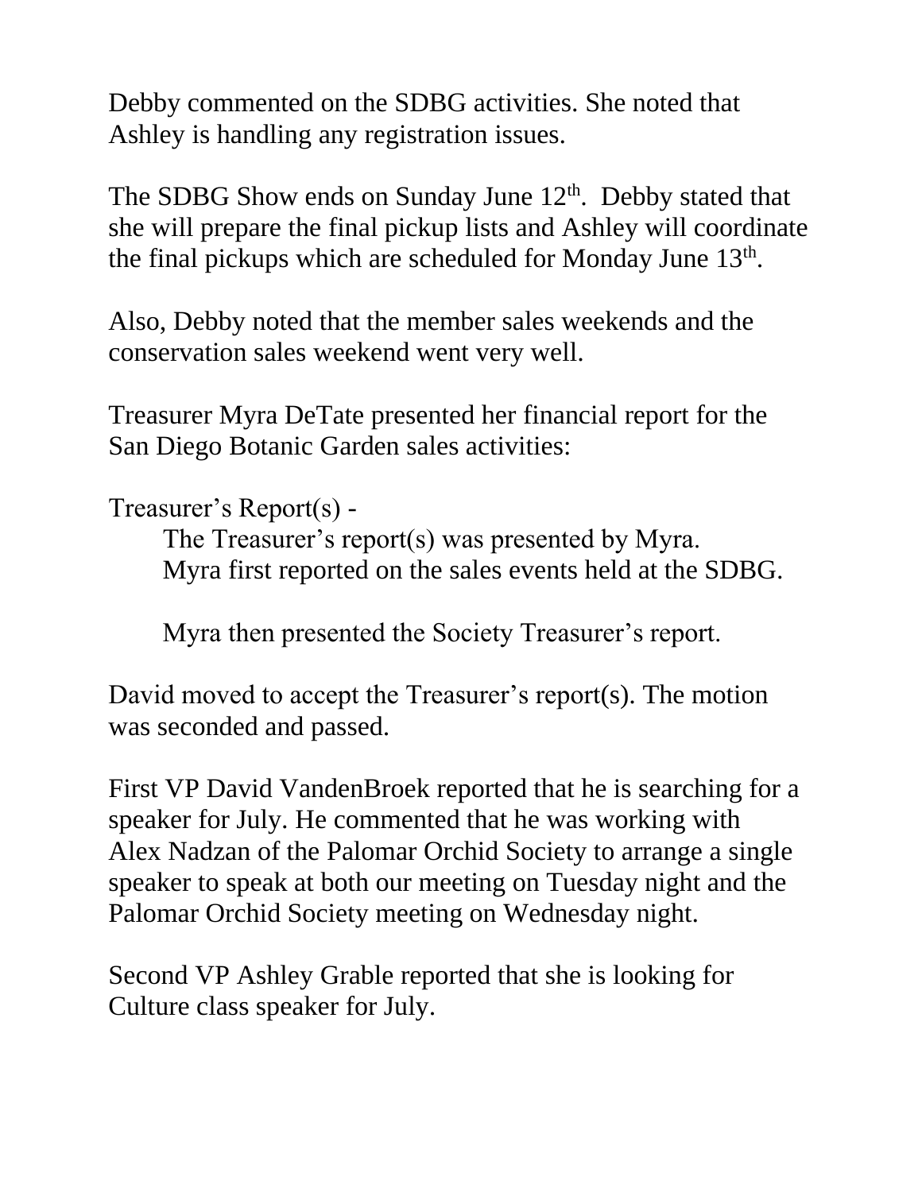Debby commented on the SDBG activities. She noted that Ashley is handling any registration issues.

The SDBG Show ends on Sunday June 12th. Debby stated that she will prepare the final pickup lists and Ashley will coordinate the final pickups which are scheduled for Monday June 13th.

Also, Debby noted that the member sales weekends and the conservation sales weekend went very well.

Treasurer Myra DeTate presented her financial report for the San Diego Botanic Garden sales activities:

Treasurer's Report(s) -

The Treasurer's report(s) was presented by Myra. Myra first reported on the sales events held at the SDBG.

Myra then presented the Society Treasurer's report.

David moved to accept the Treasurer's report(s). The motion was seconded and passed.

First VP David VandenBroek reported that he is searching for a speaker for July. He commented that he was working with Alex Nadzan of the Palomar Orchid Society to arrange a single speaker to speak at both our meeting on Tuesday night and the Palomar Orchid Society meeting on Wednesday night.

Second VP Ashley Grable reported that she is looking for Culture class speaker for July.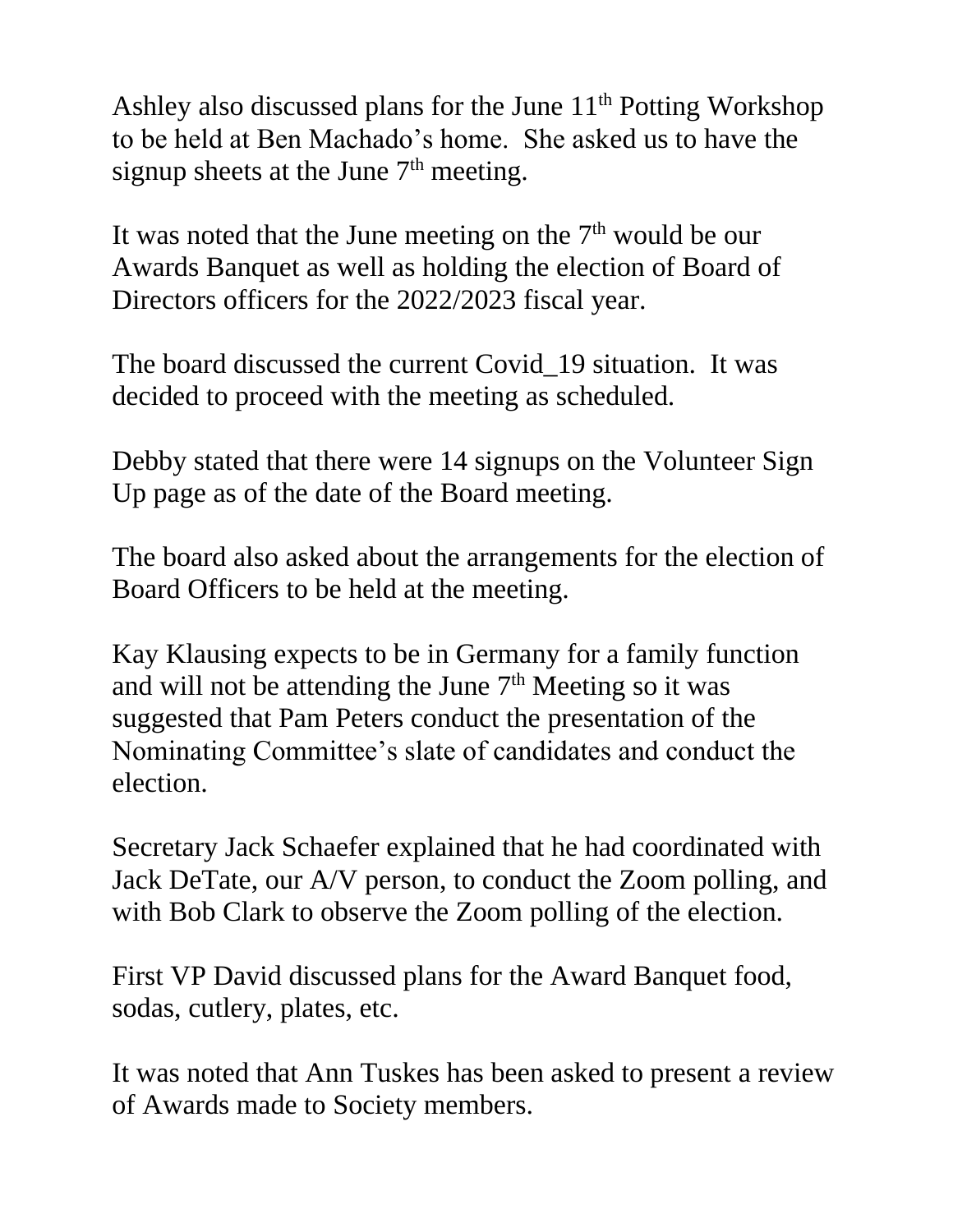Ashley also discussed plans for the June 11th Potting Workshop to be held at Ben Machado's home. She asked us to have the signup sheets at the June 7th meeting.

It was noted that the June meeting on the 7th would be our Awards Banquet as well as holding the election of Board of Directors officers for the 2022/2023 fiscal year.

The board discussed the current Covid_19 situation. It was decided to proceed with the meeting as scheduled.

Debby stated that there were 14 signups on the Volunteer Sign Up page as of the date of the Board meeting.

The board also asked about the arrangements for the election of Board Officers to be held at the meeting.

Kay Klausing expects to be in Germany for a family function and will not be attending the June 7th Meeting so it was suggested that Pam Peters conduct the presentation of the Nominating Committee's slate of candidates and conduct the election.

Secretary Jack Schaefer explained that he had coordinated with Jack DeTate, our A/V person, to conduct the Zoom polling, and with Bob Clark to observe the Zoom polling of the election.

First VP David discussed plans for the Award Banquet food, sodas, cutlery, plates, etc.

It was noted that Ann Tuskes has been asked to present a review of Awards made to Society members.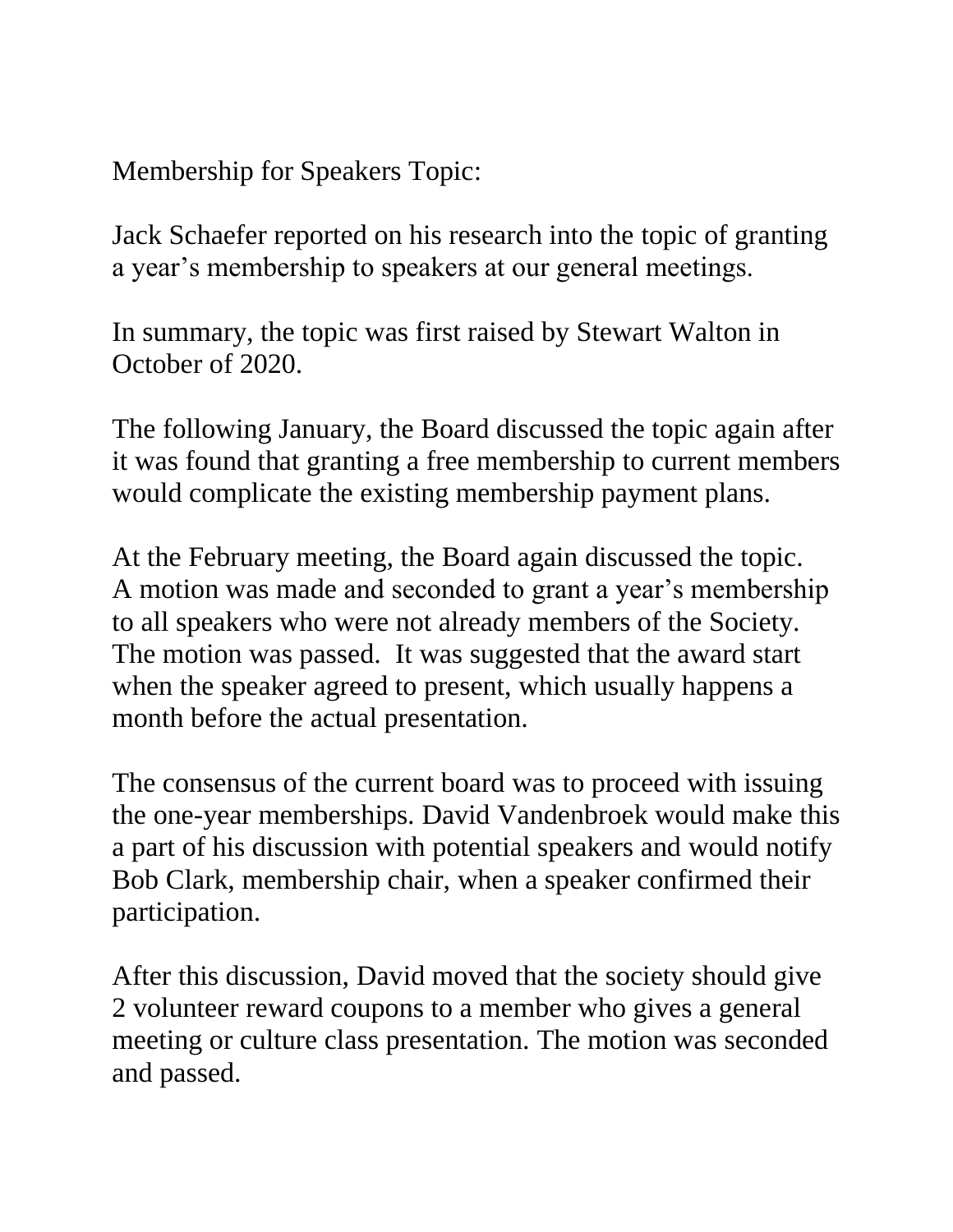Membership for Speakers Topic:

Jack Schaefer reported on his research into the topic of granting a year's membership to speakers at our general meetings.

In summary, the topic was first raised by Stewart Walton in October of 2020.

The following January, the Board discussed the topic again after it was found that granting a free membership to current members would complicate the existing membership payment plans.

At the February meeting, the Board again discussed the topic. A motion was made and seconded to grant a year's membership to all speakers who were not already members of the Society. The motion was passed. It was suggested that the award start when the speaker agreed to present, which usually happens a month before the actual presentation.

The consensus of the current board was to proceed with issuing the one-year memberships. David Vandenbroek would make this a part of his discussion with potential speakers and would notify Bob Clark, membership chair, when a speaker confirmed their participation.

After this discussion, David moved that the society should give 2 volunteer reward coupons to a member who gives a general meeting or culture class presentation. The motion was seconded and passed.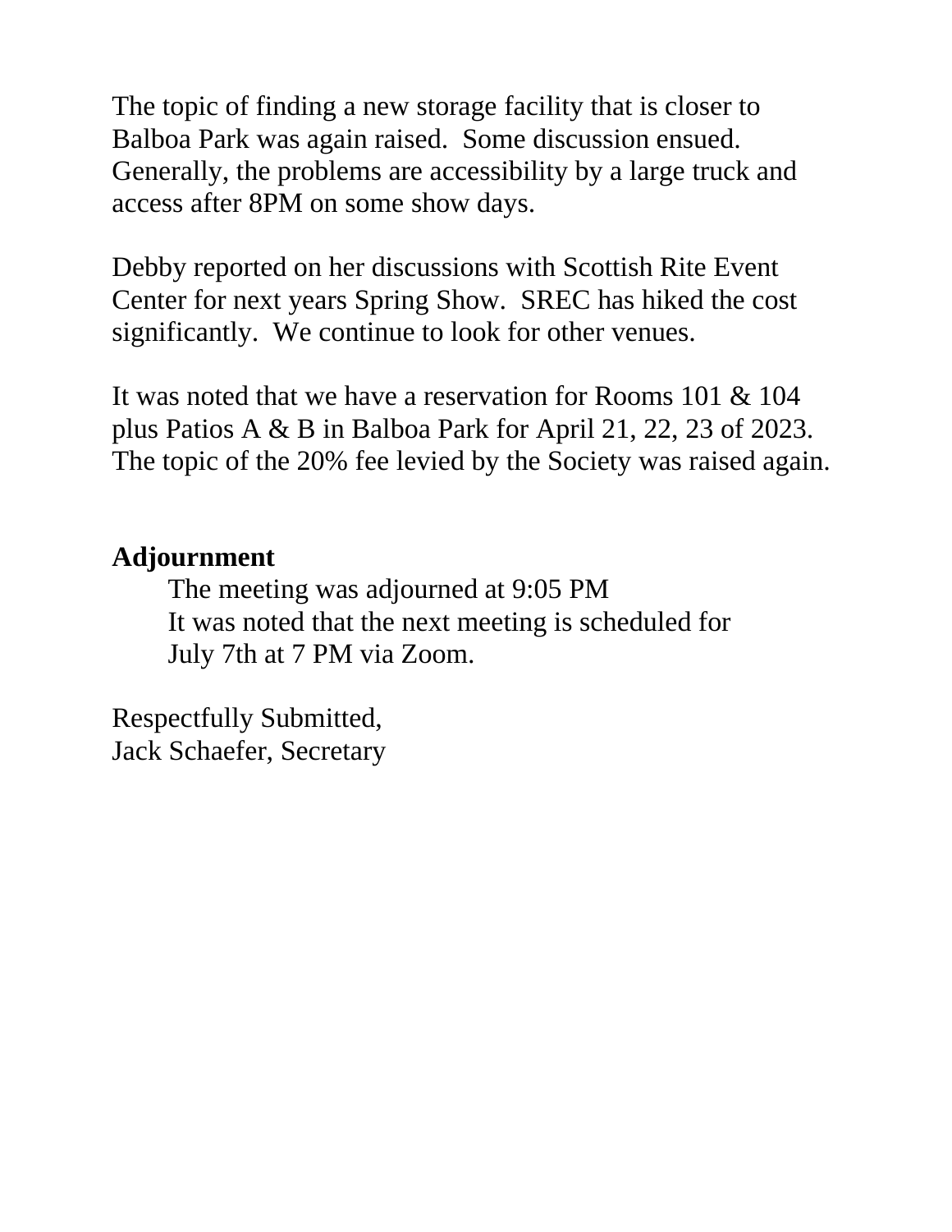The topic of finding a new storage facility that is closer to Balboa Park was again raised. Some discussion ensued. Generally, the problems are accessibility by a large truck and access after 8PM on some show days.

Debby reported on her discussions with Scottish Rite Event Center for next years Spring Show. SREC has hiked the cost significantly. We continue to look for other venues.

It was noted that we have a reservation for Rooms 101 & 104 plus Patios A & B in Balboa Park for April 21, 22, 23 of 2023. The topic of the 20% fee levied by the Society was raised again.

**Adjournment**

The meeting was adjourned at 9:05 PM
It was noted that the next meeting is scheduled for July 7th at 7 PM via Zoom.

Respectfully Submitted,
Jack Schaefer, Secretary